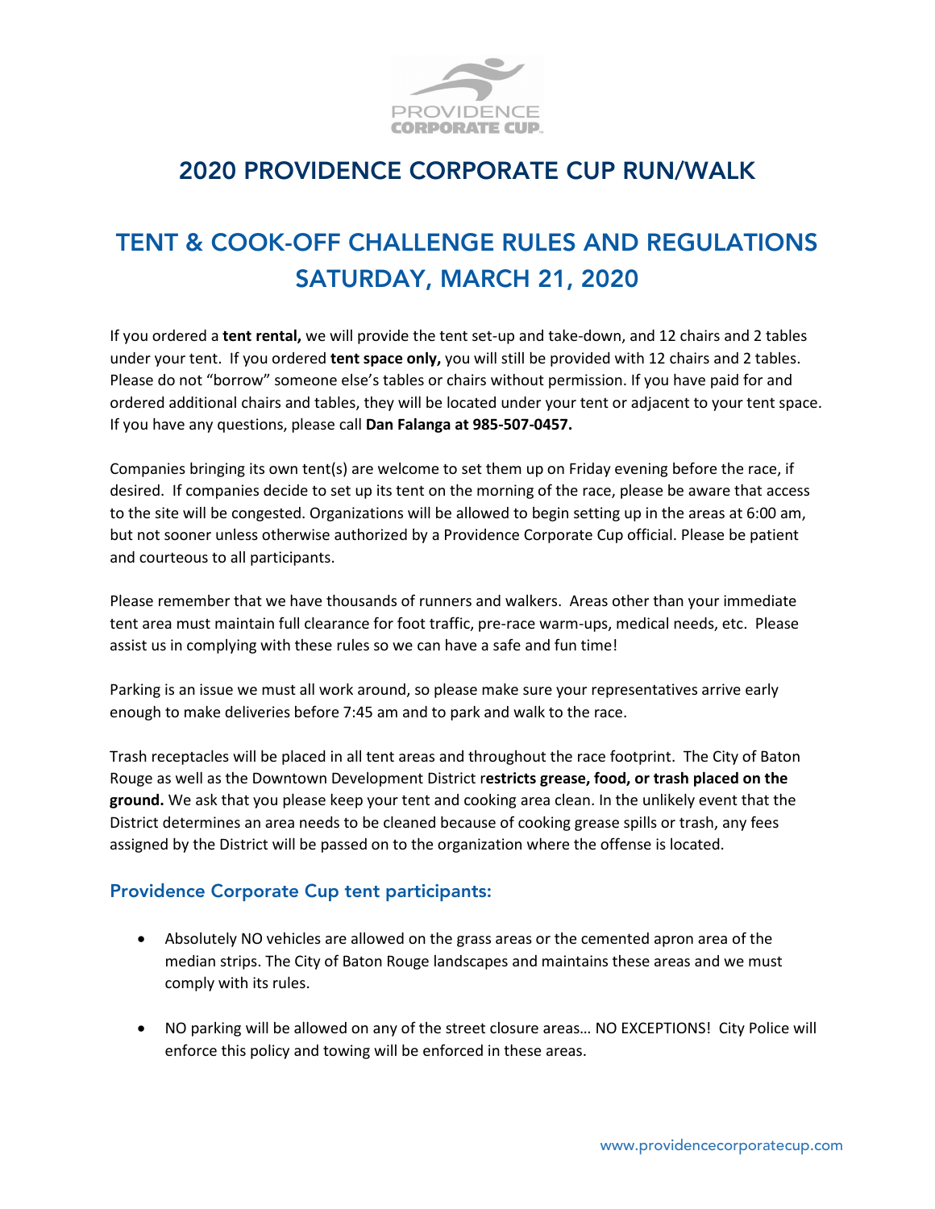# 2020 PROVIDENCE CORPORATE CUP RUN/WALK

## TENT & COOK-OFF CHALLENGE RULES AND REGULATIONS SATURDAY, MARCH 21, 2020

If you ordered a **tent rental,** we will provide the tent set-up and take-down, and 12 chairs and 2 tables under your tent. If you ordered **tent space only,** you will still be provided with 12 chairs and 2 tables. Please do not "borrow" someone else's tables or chairs without permission. If you have paid for and ordered additional chairs and tables, they will be located under your tent or adjacent to your tent space. If you have any questions, please call **Dan Falanga at 985-507-0457.**

Companies bringing its own tent(s) are welcome to set them up on Friday evening before the race, if desired. If companies decide to set up its tent on the morning of the race, please be aware that access to the site will be congested. Organizations will be allowed to begin setting up in the areas at 6:00 am, but not sooner unless otherwise authorized by a Providence Corporate Cup official. Please be patient and courteous to all participants.

Please remember that we have thousands of runners and walkers. Areas other than your immediate tent area must maintain full clearance for foot traffic, pre-race warm-ups, medical needs, etc. Please assist us in complying with these rules so we can have a safe and fun time!

Parking is an issue we must all work around, so please make sure your representatives arrive early enough to make deliveries before 7:45 am and to park and walk to the race.

Trash receptacles will be placed in all tent areas and throughout the race footprint. The City of Baton Rouge as well as the Downtown Development District r**estricts grease, food, or trash placed on the ground.** We ask that you please keep your tent and cooking area clean. In the unlikely event that the District determines an area needs to be cleaned because of cooking grease spills or trash, any fees assigned by the District will be passed on to the organization where the offense is located.

### Providence Corporate Cup tent participants:

- Absolutely NO vehicles are allowed on the grass areas or the cemented apron area of the median strips. The City of Baton Rouge landscapes and maintains these areas and we must comply with its rules.
- NO parking will be allowed on any of the street closure areas… NO EXCEPTIONS! City Police will enforce this policy and towing will be enforced in these areas.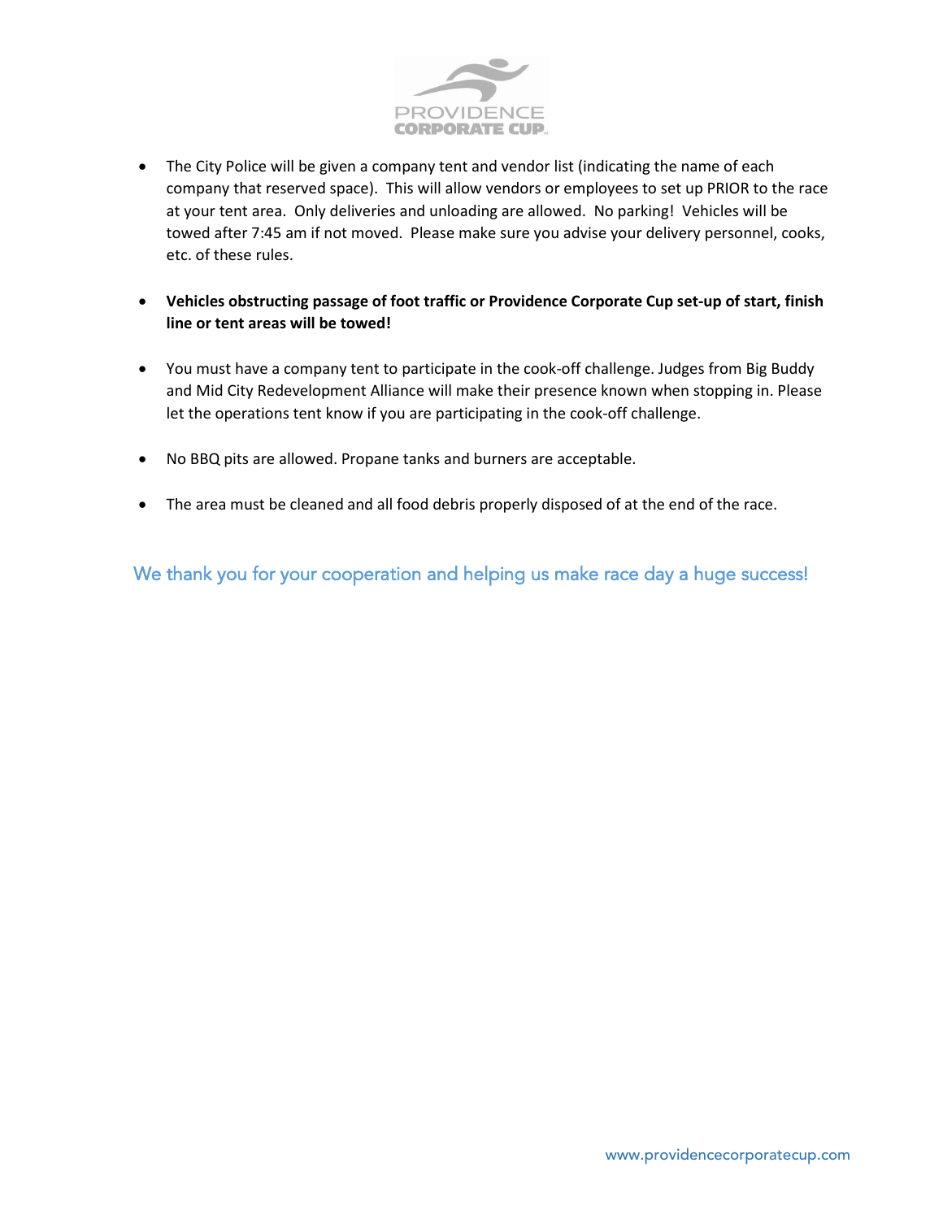- The City Police will be given a company tent and vendor list (indicating the name of each company that reserved space). This will allow vendors or employees to set up PRIOR to the race at your tent area. Only deliveries and unloading are allowed. No parking! Vehicles will be towed after 7:45 am if not moved. Please make sure you advise your delivery personnel, cooks, etc. of these rules.

- **Vehicles obstructing passage of foot traffic or Providence Corporate Cup set-up of start, finish line or tent areas will be towed!**

- You must have a company tent to participate in the cook-off challenge. Judges from Big Buddy and Mid City Redevelopment Alliance will make their presence known when stopping in. Please let the operations tent know if you are participating in the cook-off challenge.

- No BBQ pits are allowed. Propane tanks and burners are acceptable.

- The area must be cleaned and all food debris properly disposed of at the end of the race.

We thank you for your cooperation and helping us make race day a huge success!

www.providencecorporatecup.com